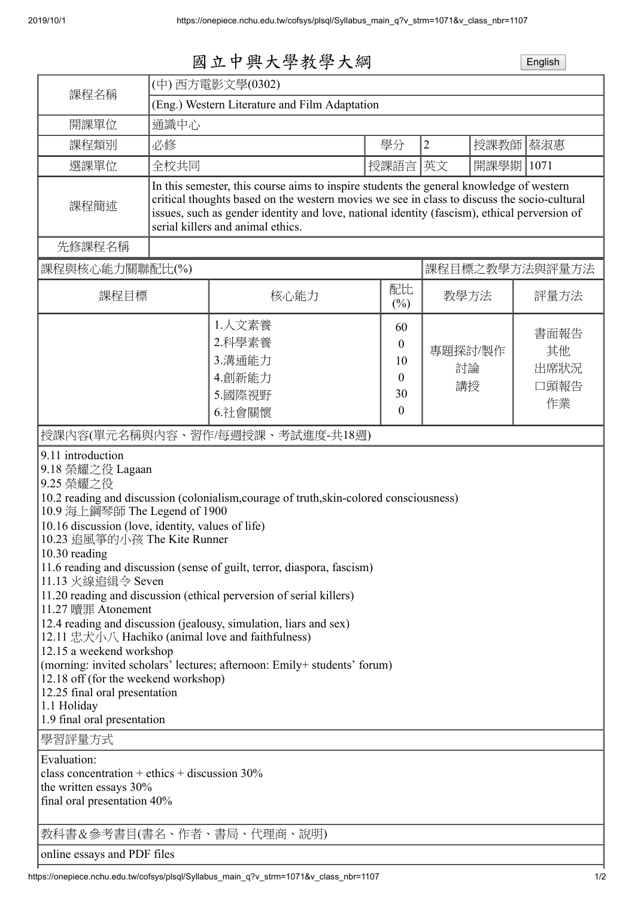# 國立中興大學教學大綱

English

| | | | | | |
|---|---|---|---|---|---|
| 課程名稱 | (中) 西方電影文學(0302) | | | | |
| | (Eng.) Western Literature and Film Adaptation | | | | |
| 開課單位 | 通識中心 | | | | |
| 課程類別 | 必修 | 學分 | 2 | 授課教師 | 蔡淑惠 |
| 選課單位 | 全校共同 | 授課語言 | 英文 | 開課學期 | 1071 |
| 課程簡述 | In this semester, this course aims to inspire students the general knowledge of western critical thoughts based on the western movies we see in class to discuss the socio-cultural issues, such as gender identity and love, national identity (fascism), ethical perversion of serial killers and animal ethics. | | | | |
| 先修課程名稱 | | | | | |

課程與核心能力關聯配比(%) / 課程目標之教學方法與評量方法

| 課程目標 | 核心能力 | 配比(%) | 教學方法 | 評量方法 |
|---|---|---|---|---|
| | 1.人文素養<br>2.科學素養<br>3.溝通能力<br>4.創新能力<br>5.國際視野<br>6.社會關懷 | 60<br>0<br>10<br>0<br>30<br>0 | 專題探討/製作<br>討論<br>講授 | 書面報告<br>其他<br>出席狀況<br>口頭報告<br>作業 |

授課內容(單元名稱與內容、習作/每週授課、考試進度-共18週)

9.11 introduction
9.18 榮耀之役 Lagaan
9.25 榮耀之役
10.2 reading and discussion (colonialism,courage of truth,skin-colored consciousness)
10.9 海上鋼琴師 The Legend of 1900
10.16 discussion (love, identity, values of life)
10.23 追風箏的小孩 The Kite Runner
10.30 reading
11.6 reading and discussion (sense of guilt, terror, diaspora, fascism)
11.13 火線追緝令 Seven
11.20 reading and discussion (ethical perversion of serial killers)
11.27 贖罪 Atonement
12.4 reading and discussion (jealousy, simulation, liars and sex)
12.11 忠犬小八 Hachiko (animal love and faithfulness)
12.15 a weekend workshop
(morning: invited scholars' lectures; afternoon: Emily+ students' forum)
12.18 off (for the weekend workshop)
12.25 final oral presentation
1.1 Holiday
1.9 final oral presentation

學習評量方式

Evaluation:
class concentration + ethics + discussion 30%
the written essays 30%
final oral presentation 40%

教科書＆參考書目(書名、作者、書局、代理商、說明)

online essays and PDF files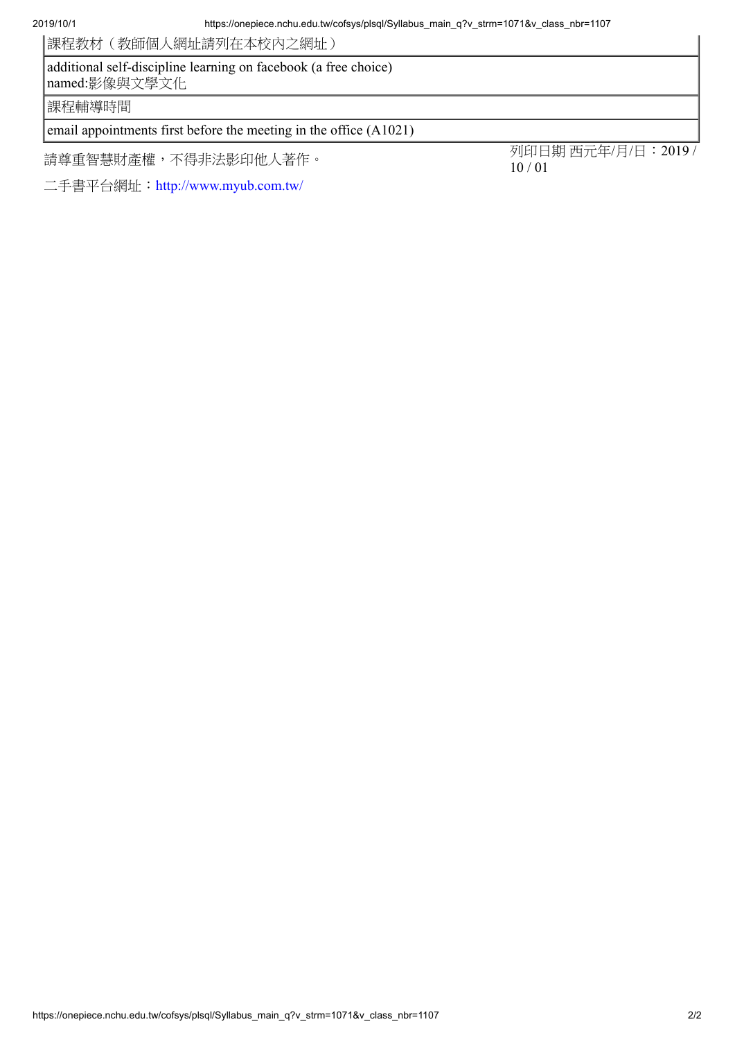| 課程教材（教師個人網址請列在本校內之網址） |
| --- |
| additional self-discipline learning on facebook (a free choice)<br>named:影像與文學文化 |
| 課程輔導時間 |
| email appointments first before the meeting in the office (A1021) |

請尊重智慧財產權，不得非法影印他人著作。

列印日期 西元年/月/日：2019 / 10 / 01

二手書平台網址：http://www.myub.com.tw/